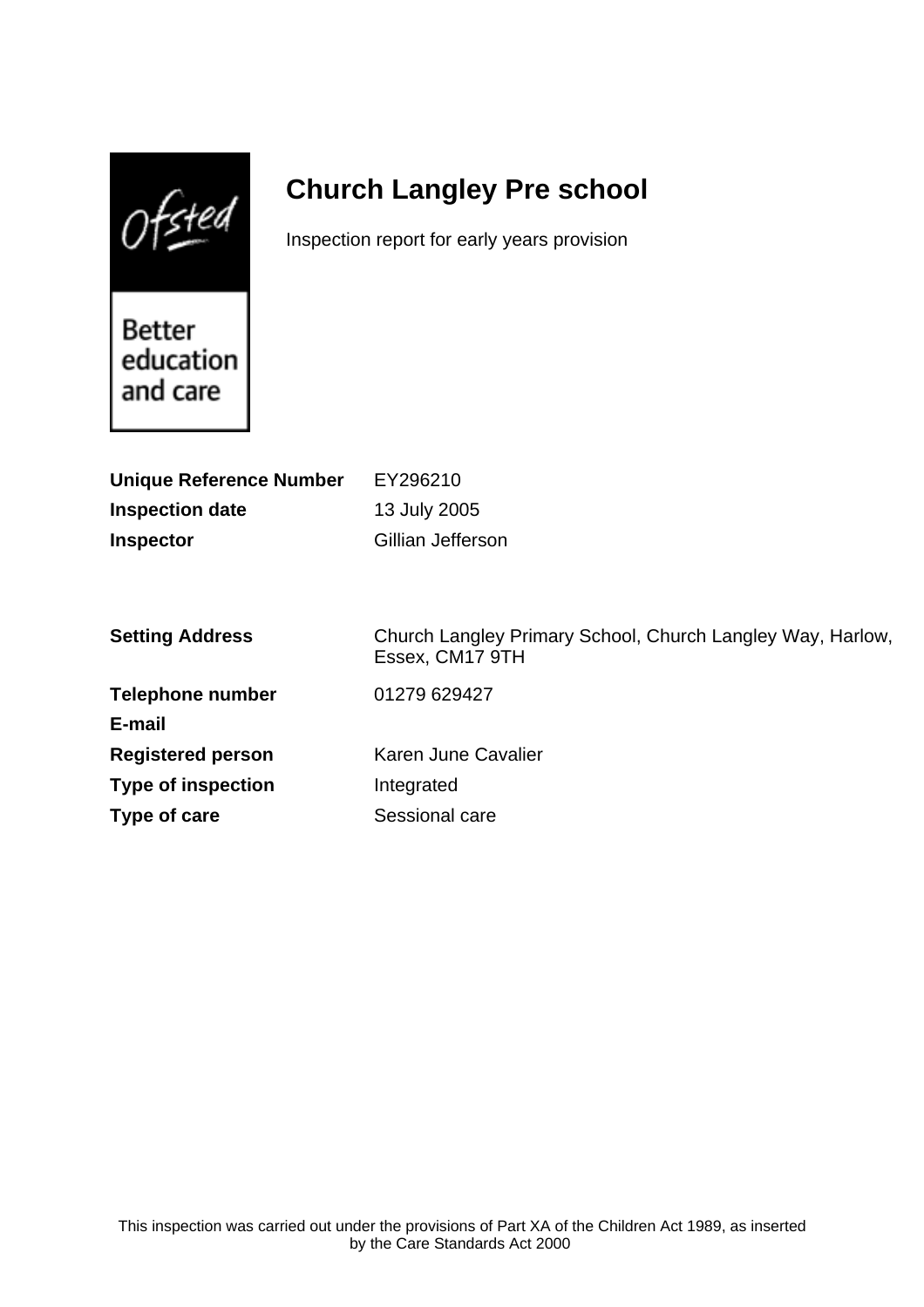# Church Langley Pre school

Inspection report for early years provision

| | |
|---|---|
| **Unique Reference Number** | EY296210 |
| **Inspection date** | 13 July 2005 |
| **Inspector** | Gillian Jefferson |

| | |
|---|---|
| **Setting Address** | Church Langley Primary School, Church Langley Way, Harlow, Essex, CM17 9TH |
| **Telephone number** | 01279 629427 |
| **E-mail** | |
| **Registered person** | Karen June Cavalier |
| **Type of inspection** | Integrated |
| **Type of care** | Sessional care |

This inspection was carried out under the provisions of Part XA of the Children Act 1989, as inserted by the Care Standards Act 2000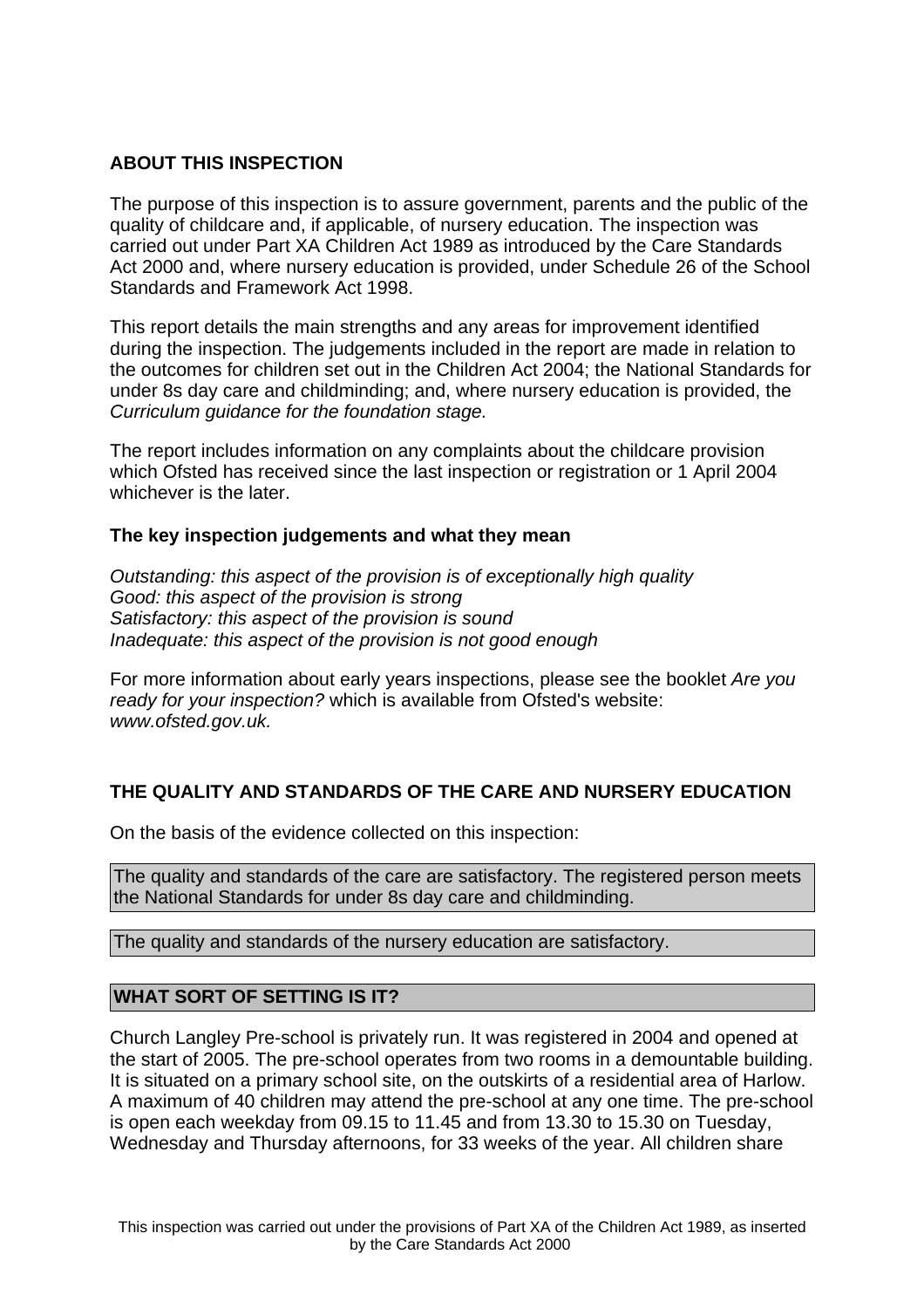## ABOUT THIS INSPECTION

The purpose of this inspection is to assure government, parents and the public of the quality of childcare and, if applicable, of nursery education. The inspection was carried out under Part XA Children Act 1989 as introduced by the Care Standards Act 2000 and, where nursery education is provided, under Schedule 26 of the School Standards and Framework Act 1998.

This report details the main strengths and any areas for improvement identified during the inspection. The judgements included in the report are made in relation to the outcomes for children set out in the Children Act 2004; the National Standards for under 8s day care and childminding; and, where nursery education is provided, the *Curriculum guidance for the foundation stage.*

The report includes information on any complaints about the childcare provision which Ofsted has received since the last inspection or registration or 1 April 2004 whichever is the later.

### The key inspection judgements and what they mean

*Outstanding: this aspect of the provision is of exceptionally high quality*
*Good: this aspect of the provision is strong*
*Satisfactory: this aspect of the provision is sound*
*Inadequate: this aspect of the provision is not good enough*

For more information about early years inspections, please see the booklet *Are you ready for your inspection?* which is available from Ofsted's website: *www.ofsted.gov.uk.*

## THE QUALITY AND STANDARDS OF THE CARE AND NURSERY EDUCATION

On the basis of the evidence collected on this inspection:

The quality and standards of the care are satisfactory. The registered person meets the National Standards for under 8s day care and childminding.

The quality and standards of the nursery education are satisfactory.

## WHAT SORT OF SETTING IS IT?

Church Langley Pre-school is privately run. It was registered in 2004 and opened at the start of 2005. The pre-school operates from two rooms in a demountable building. It is situated on a primary school site, on the outskirts of a residential area of Harlow. A maximum of 40 children may attend the pre-school at any one time. The pre-school is open each weekday from 09.15 to 11.45 and from 13.30 to 15.30 on Tuesday, Wednesday and Thursday afternoons, for 33 weeks of the year. All children share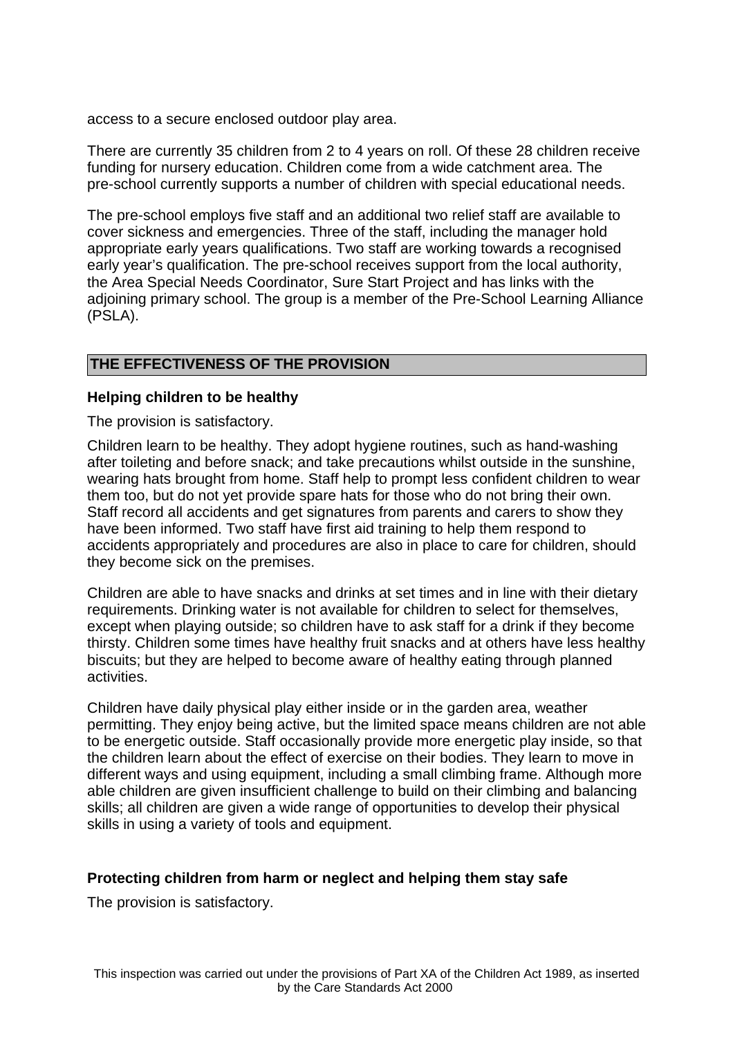access to a secure enclosed outdoor play area.

There are currently 35 children from 2 to 4 years on roll. Of these 28 children receive funding for nursery education. Children come from a wide catchment area. The pre-school currently supports a number of children with special educational needs.

The pre-school employs five staff and an additional two relief staff are available to cover sickness and emergencies. Three of the staff, including the manager hold appropriate early years qualifications. Two staff are working towards a recognised early year's qualification. The pre-school receives support from the local authority, the Area Special Needs Coordinator, Sure Start Project and has links with the adjoining primary school. The group is a member of the Pre-School Learning Alliance (PSLA).

## THE EFFECTIVENESS OF THE PROVISION

### Helping children to be healthy

The provision is satisfactory.

Children learn to be healthy. They adopt hygiene routines, such as hand-washing after toileting and before snack; and take precautions whilst outside in the sunshine, wearing hats brought from home. Staff help to prompt less confident children to wear them too, but do not yet provide spare hats for those who do not bring their own. Staff record all accidents and get signatures from parents and carers to show they have been informed. Two staff have first aid training to help them respond to accidents appropriately and procedures are also in place to care for children, should they become sick on the premises.

Children are able to have snacks and drinks at set times and in line with their dietary requirements. Drinking water is not available for children to select for themselves, except when playing outside; so children have to ask staff for a drink if they become thirsty. Children some times have healthy fruit snacks and at others have less healthy biscuits; but they are helped to become aware of healthy eating through planned activities.

Children have daily physical play either inside or in the garden area, weather permitting. They enjoy being active, but the limited space means children are not able to be energetic outside. Staff occasionally provide more energetic play inside, so that the children learn about the effect of exercise on their bodies. They learn to move in different ways and using equipment, including a small climbing frame. Although more able children are given insufficient challenge to build on their climbing and balancing skills; all children are given a wide range of opportunities to develop their physical skills in using a variety of tools and equipment.

### Protecting children from harm or neglect and helping them stay safe

The provision is satisfactory.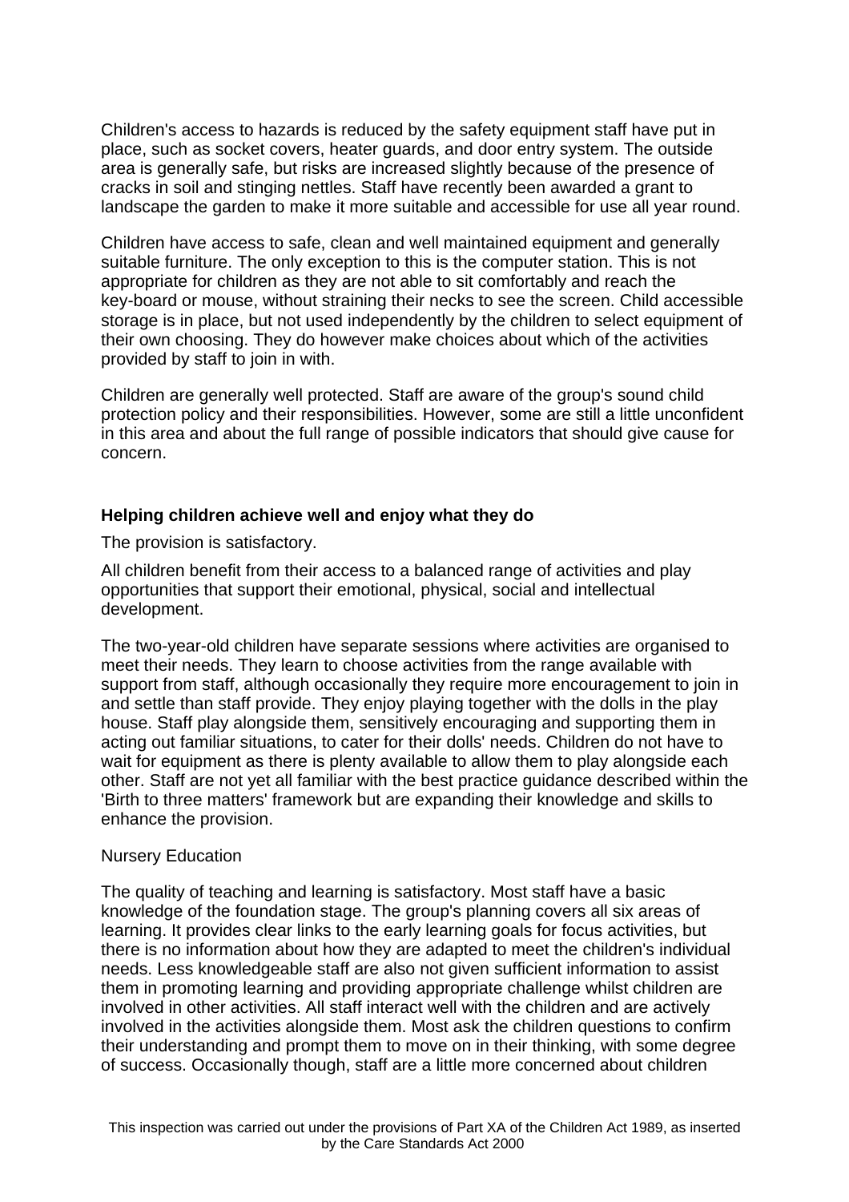Children's access to hazards is reduced by the safety equipment staff have put in place, such as socket covers, heater guards, and door entry system. The outside area is generally safe, but risks are increased slightly because of the presence of cracks in soil and stinging nettles. Staff have recently been awarded a grant to landscape the garden to make it more suitable and accessible for use all year round.

Children have access to safe, clean and well maintained equipment and generally suitable furniture. The only exception to this is the computer station. This is not appropriate for children as they are not able to sit comfortably and reach the key-board or mouse, without straining their necks to see the screen. Child accessible storage is in place, but not used independently by the children to select equipment of their own choosing. They do however make choices about which of the activities provided by staff to join in with.

Children are generally well protected. Staff are aware of the group's sound child protection policy and their responsibilities. However, some are still a little unconfident in this area and about the full range of possible indicators that should give cause for concern.

**Helping children achieve well and enjoy what they do**

The provision is satisfactory.

All children benefit from their access to a balanced range of activities and play opportunities that support their emotional, physical, social and intellectual development.

The two-year-old children have separate sessions where activities are organised to meet their needs. They learn to choose activities from the range available with support from staff, although occasionally they require more encouragement to join in and settle than staff provide. They enjoy playing together with the dolls in the play house. Staff play alongside them, sensitively encouraging and supporting them in acting out familiar situations, to cater for their dolls' needs. Children do not have to wait for equipment as there is plenty available to allow them to play alongside each other. Staff are not yet all familiar with the best practice guidance described within the 'Birth to three matters' framework but are expanding their knowledge and skills to enhance the provision.

Nursery Education

The quality of teaching and learning is satisfactory. Most staff have a basic knowledge of the foundation stage. The group's planning covers all six areas of learning. It provides clear links to the early learning goals for focus activities, but there is no information about how they are adapted to meet the children's individual needs. Less knowledgeable staff are also not given sufficient information to assist them in promoting learning and providing appropriate challenge whilst children are involved in other activities. All staff interact well with the children and are actively involved in the activities alongside them. Most ask the children questions to confirm their understanding and prompt them to move on in their thinking, with some degree of success. Occasionally though, staff are a little more concerned about children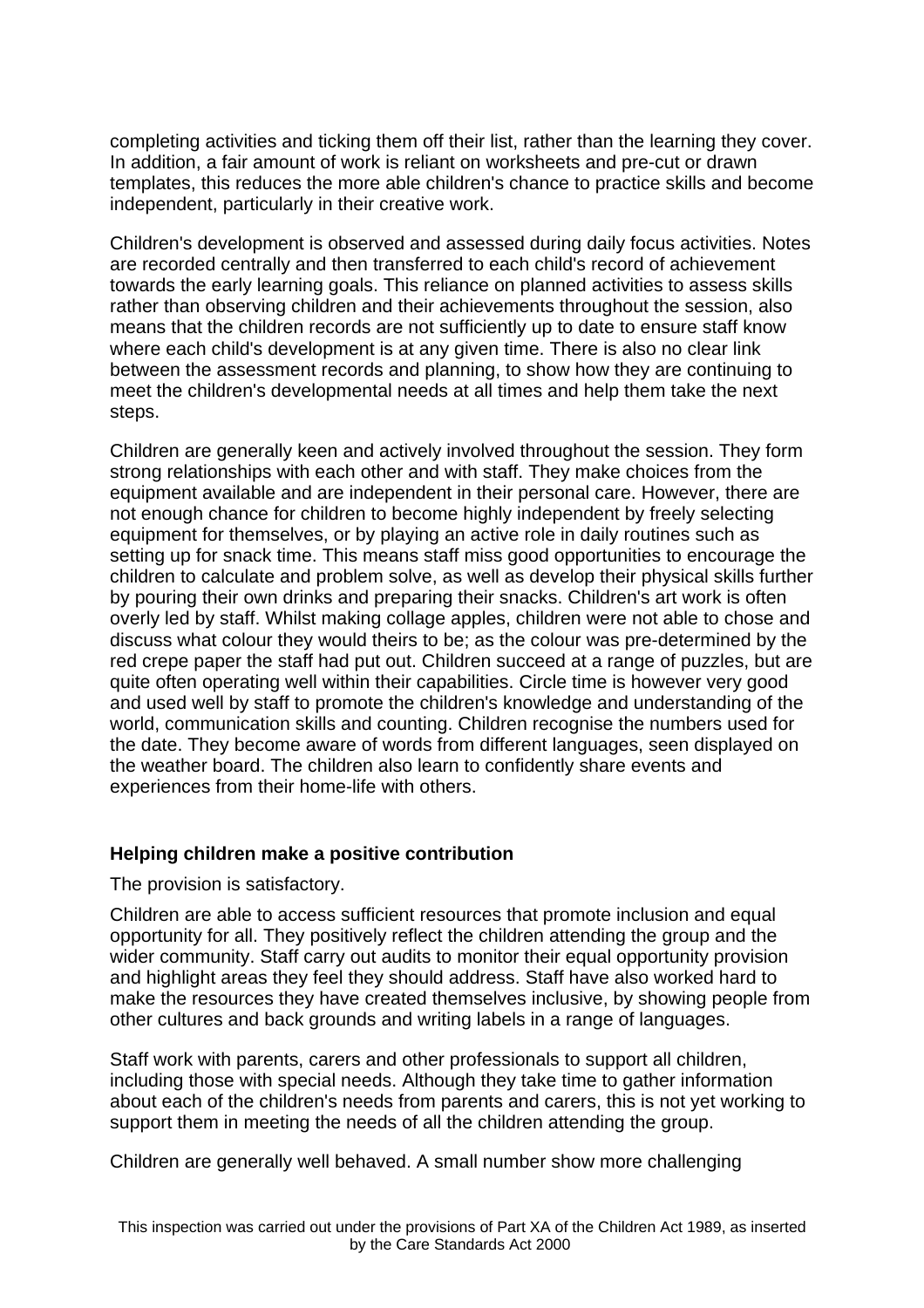completing activities and ticking them off their list, rather than the learning they cover. In addition, a fair amount of work is reliant on worksheets and pre-cut or drawn templates, this reduces the more able children's chance to practice skills and become independent, particularly in their creative work.

Children's development is observed and assessed during daily focus activities. Notes are recorded centrally and then transferred to each child's record of achievement towards the early learning goals. This reliance on planned activities to assess skills rather than observing children and their achievements throughout the session, also means that the children records are not sufficiently up to date to ensure staff know where each child's development is at any given time. There is also no clear link between the assessment records and planning, to show how they are continuing to meet the children's developmental needs at all times and help them take the next steps.

Children are generally keen and actively involved throughout the session. They form strong relationships with each other and with staff. They make choices from the equipment available and are independent in their personal care. However, there are not enough chance for children to become highly independent by freely selecting equipment for themselves, or by playing an active role in daily routines such as setting up for snack time. This means staff miss good opportunities to encourage the children to calculate and problem solve, as well as develop their physical skills further by pouring their own drinks and preparing their snacks. Children's art work is often overly led by staff. Whilst making collage apples, children were not able to chose and discuss what colour they would theirs to be; as the colour was pre-determined by the red crepe paper the staff had put out. Children succeed at a range of puzzles, but are quite often operating well within their capabilities. Circle time is however very good and used well by staff to promote the children's knowledge and understanding of the world, communication skills and counting. Children recognise the numbers used for the date. They become aware of words from different languages, seen displayed on the weather board. The children also learn to confidently share events and experiences from their home-life with others.

**Helping children make a positive contribution**

The provision is satisfactory.

Children are able to access sufficient resources that promote inclusion and equal opportunity for all. They positively reflect the children attending the group and the wider community. Staff carry out audits to monitor their equal opportunity provision and highlight areas they feel they should address. Staff have also worked hard to make the resources they have created themselves inclusive, by showing people from other cultures and back grounds and writing labels in a range of languages.

Staff work with parents, carers and other professionals to support all children, including those with special needs. Although they take time to gather information about each of the children's needs from parents and carers, this is not yet working to support them in meeting the needs of all the children attending the group.

Children are generally well behaved. A small number show more challenging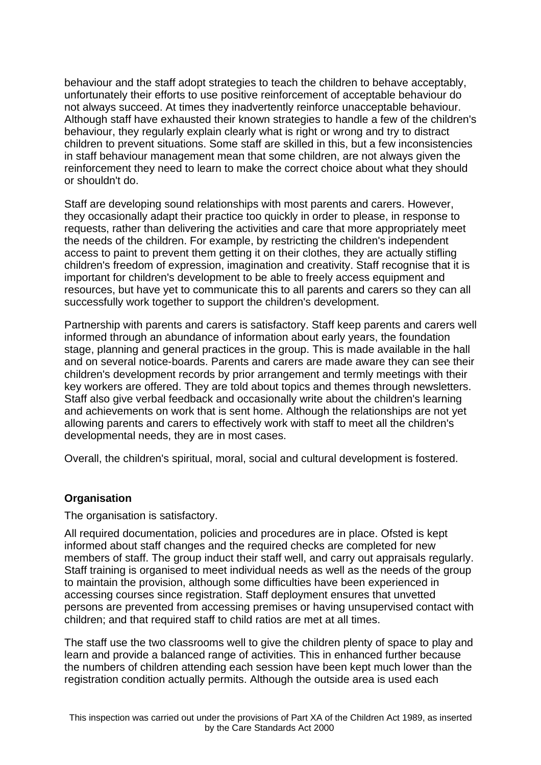behaviour and the staff adopt strategies to teach the children to behave acceptably, unfortunately their efforts to use positive reinforcement of acceptable behaviour do not always succeed. At times they inadvertently reinforce unacceptable behaviour. Although staff have exhausted their known strategies to handle a few of the children's behaviour, they regularly explain clearly what is right or wrong and try to distract children to prevent situations. Some staff are skilled in this, but a few inconsistencies in staff behaviour management mean that some children, are not always given the reinforcement they need to learn to make the correct choice about what they should or shouldn't do.

Staff are developing sound relationships with most parents and carers. However, they occasionally adapt their practice too quickly in order to please, in response to requests, rather than delivering the activities and care that more appropriately meet the needs of the children. For example, by restricting the children's independent access to paint to prevent them getting it on their clothes, they are actually stifling children's freedom of expression, imagination and creativity. Staff recognise that it is important for children's development to be able to freely access equipment and resources, but have yet to communicate this to all parents and carers so they can all successfully work together to support the children's development.

Partnership with parents and carers is satisfactory. Staff keep parents and carers well informed through an abundance of information about early years, the foundation stage, planning and general practices in the group. This is made available in the hall and on several notice-boards. Parents and carers are made aware they can see their children's development records by prior arrangement and termly meetings with their key workers are offered. They are told about topics and themes through newsletters. Staff also give verbal feedback and occasionally write about the children's learning and achievements on work that is sent home. Although the relationships are not yet allowing parents and carers to effectively work with staff to meet all the children's developmental needs, they are in most cases.

Overall, the children's spiritual, moral, social and cultural development is fostered.

**Organisation**

The organisation is satisfactory.

All required documentation, policies and procedures are in place. Ofsted is kept informed about staff changes and the required checks are completed for new members of staff. The group induct their staff well, and carry out appraisals regularly. Staff training is organised to meet individual needs as well as the needs of the group to maintain the provision, although some difficulties have been experienced in accessing courses since registration. Staff deployment ensures that unvetted persons are prevented from accessing premises or having unsupervised contact with children; and that required staff to child ratios are met at all times.

The staff use the two classrooms well to give the children plenty of space to play and learn and provide a balanced range of activities. This in enhanced further because the numbers of children attending each session have been kept much lower than the registration condition actually permits. Although the outside area is used each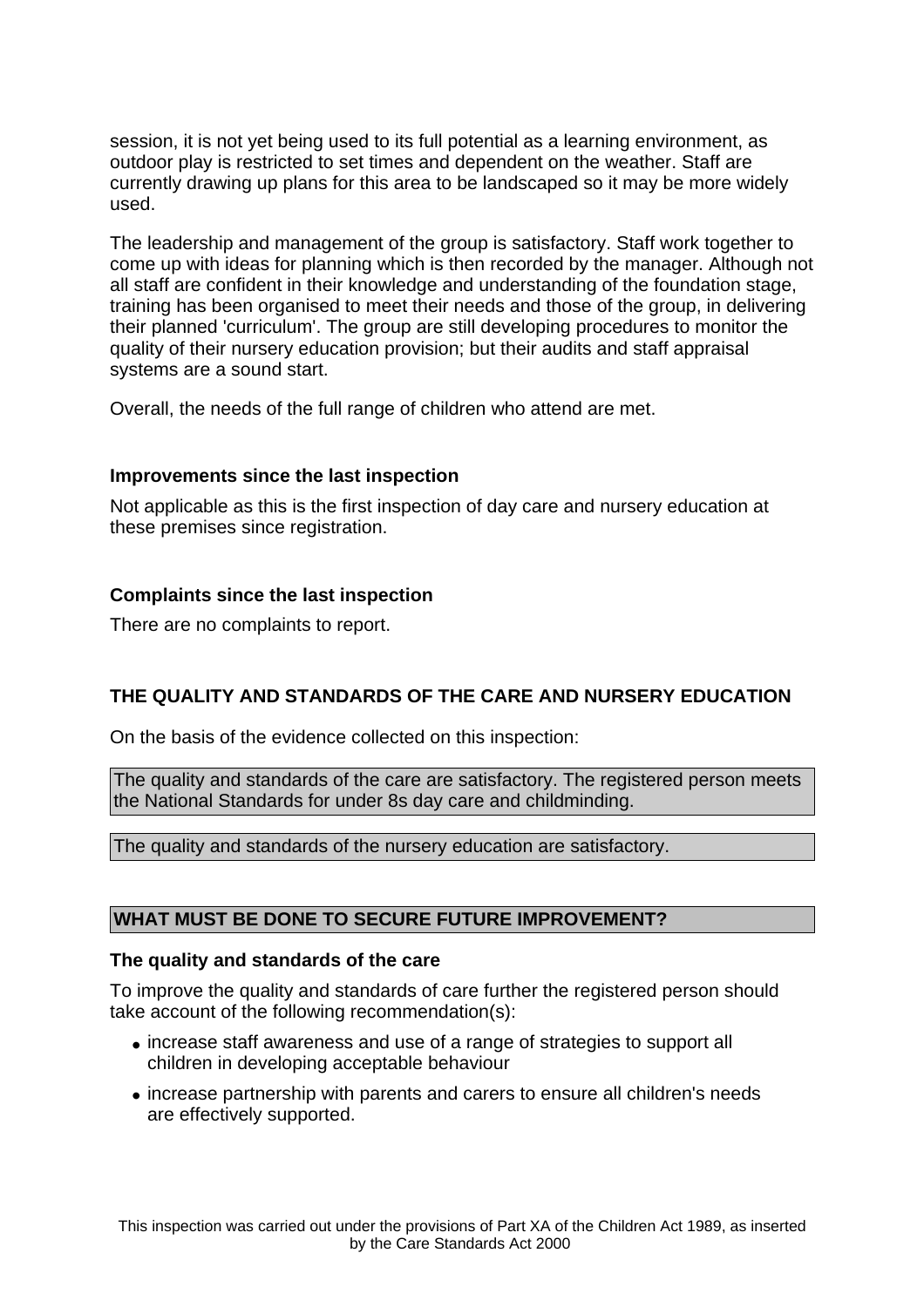session, it is not yet being used to its full potential as a learning environment, as outdoor play is restricted to set times and dependent on the weather. Staff are currently drawing up plans for this area to be landscaped so it may be more widely used.

The leadership and management of the group is satisfactory. Staff work together to come up with ideas for planning which is then recorded by the manager. Although not all staff are confident in their knowledge and understanding of the foundation stage, training has been organised to meet their needs and those of the group, in delivering their planned 'curriculum'. The group are still developing procedures to monitor the quality of their nursery education provision; but their audits and staff appraisal systems are a sound start.

Overall, the needs of the full range of children who attend are met.

### Improvements since the last inspection

Not applicable as this is the first inspection of day care and nursery education at these premises since registration.

### Complaints since the last inspection

There are no complaints to report.

## THE QUALITY AND STANDARDS OF THE CARE AND NURSERY EDUCATION

On the basis of the evidence collected on this inspection:

The quality and standards of the care are satisfactory. The registered person meets the National Standards for under 8s day care and childminding.

The quality and standards of the nursery education are satisfactory.

## WHAT MUST BE DONE TO SECURE FUTURE IMPROVEMENT?

### The quality and standards of the care

To improve the quality and standards of care further the registered person should take account of the following recommendation(s):

- increase staff awareness and use of a range of strategies to support all children in developing acceptable behaviour
- increase partnership with parents and carers to ensure all children's needs are effectively supported.

This inspection was carried out under the provisions of Part XA of the Children Act 1989, as inserted by the Care Standards Act 2000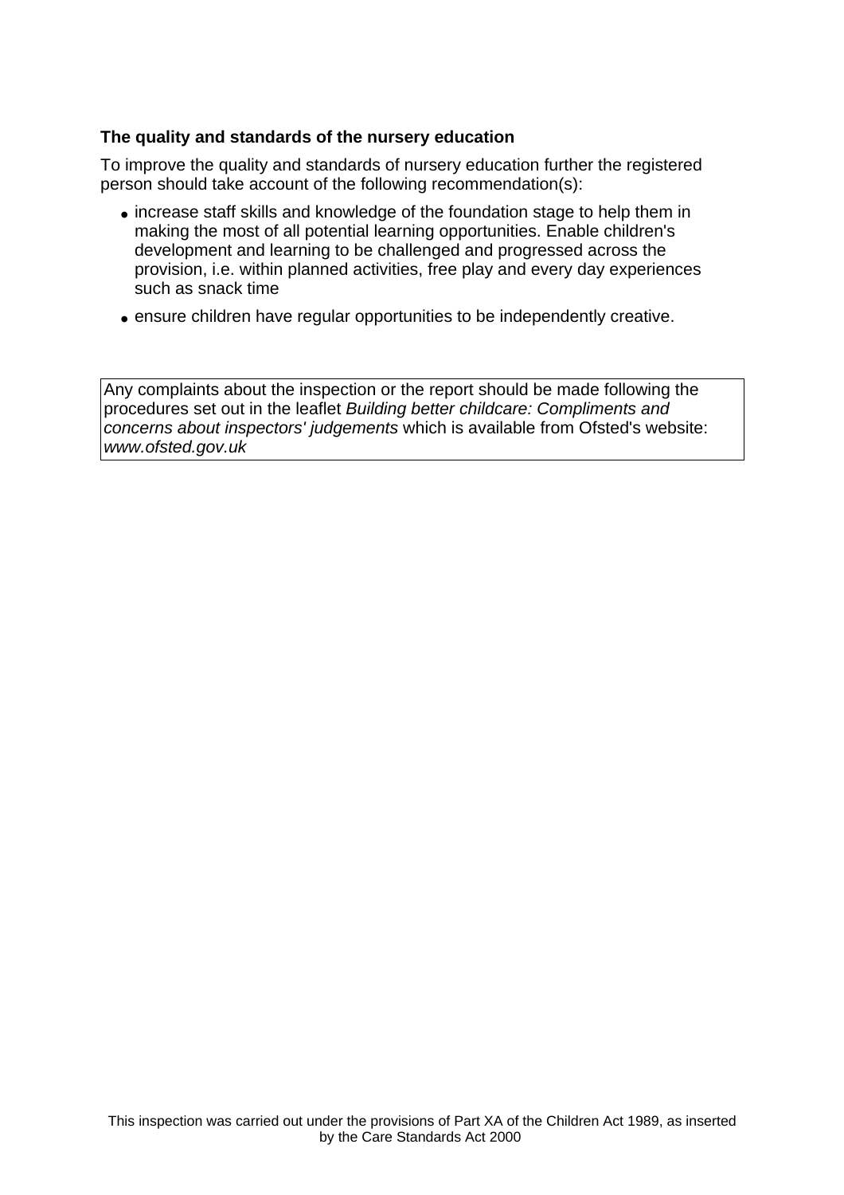### The quality and standards of the nursery education

To improve the quality and standards of nursery education further the registered person should take account of the following recommendation(s):

- increase staff skills and knowledge of the foundation stage to help them in making the most of all potential learning opportunities. Enable children's development and learning to be challenged and progressed across the provision, i.e. within planned activities, free play and every day experiences such as snack time
- ensure children have regular opportunities to be independently creative.

Any complaints about the inspection or the report should be made following the procedures set out in the leaflet *Building better childcare: Compliments and concerns about inspectors' judgements* which is available from Ofsted's website: *www.ofsted.gov.uk*

This inspection was carried out under the provisions of Part XA of the Children Act 1989, as inserted by the Care Standards Act 2000